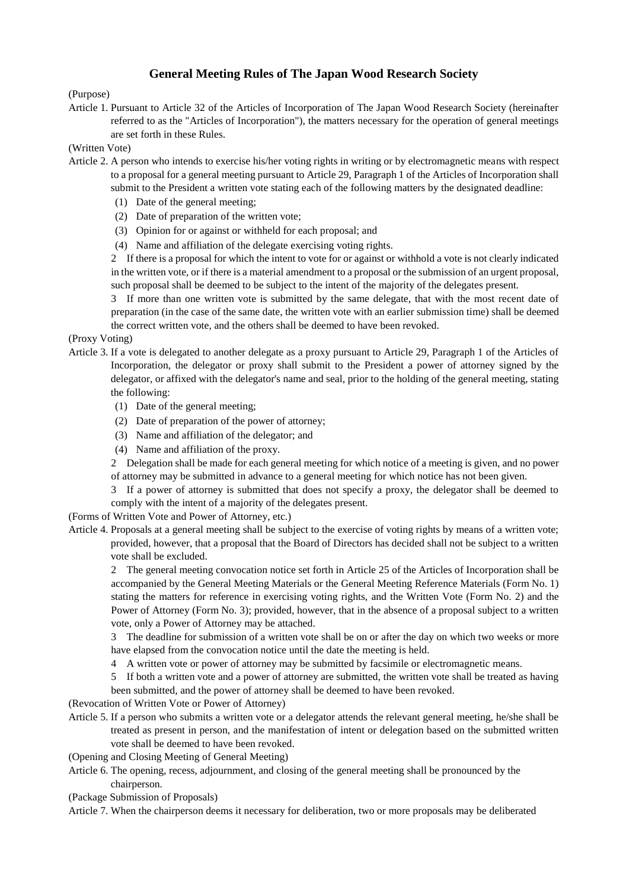# General Meeting Rules of The Japan Wood Research Society

(Purpose)

Article 1. Pursuant to Article 32 of the Articles of Incorporation of The Japan Wood Research Society (hereinafter referred to as the "Articles of Incorporation"), the matters necessary for the operation of general meetings are set forth in these Rules.

(Written Vote)

Article 2. A person who intends to exercise his/her voting rights in writing or by electromagnetic means with respect to a proposal for a general meeting pursuant to Article 29, Paragraph 1 of the Articles of Incorporation shall submit to the President a written vote stating each of the following matters by the designated deadline:

(1) Date of the general meeting;
(2) Date of preparation of the written vote;
(3) Opinion for or against or withheld for each proposal; and
(4) Name and affiliation of the delegate exercising voting rights.

2 If there is a proposal for which the intent to vote for or against or withhold a vote is not clearly indicated in the written vote, or if there is a material amendment to a proposal or the submission of an urgent proposal, such proposal shall be deemed to be subject to the intent of the majority of the delegates present.

3 If more than one written vote is submitted by the same delegate, that with the most recent date of preparation (in the case of the same date, the written vote with an earlier submission time) shall be deemed the correct written vote, and the others shall be deemed to have been revoked.

(Proxy Voting)

Article 3. If a vote is delegated to another delegate as a proxy pursuant to Article 29, Paragraph 1 of the Articles of Incorporation, the delegator or proxy shall submit to the President a power of attorney signed by the delegator, or affixed with the delegator's name and seal, prior to the holding of the general meeting, stating the following:

(1) Date of the general meeting;
(2) Date of preparation of the power of attorney;
(3) Name and affiliation of the delegator; and
(4) Name and affiliation of the proxy.

2 Delegation shall be made for each general meeting for which notice of a meeting is given, and no power of attorney may be submitted in advance to a general meeting for which notice has not been given.

3 If a power of attorney is submitted that does not specify a proxy, the delegator shall be deemed to comply with the intent of a majority of the delegates present.

(Forms of Written Vote and Power of Attorney, etc.)

Article 4. Proposals at a general meeting shall be subject to the exercise of voting rights by means of a written vote; provided, however, that a proposal that the Board of Directors has decided shall not be subject to a written vote shall be excluded.

2 The general meeting convocation notice set forth in Article 25 of the Articles of Incorporation shall be accompanied by the General Meeting Materials or the General Meeting Reference Materials (Form No. 1) stating the matters for reference in exercising voting rights, and the Written Vote (Form No. 2) and the Power of Attorney (Form No. 3); provided, however, that in the absence of a proposal subject to a written vote, only a Power of Attorney may be attached.

3 The deadline for submission of a written vote shall be on or after the day on which two weeks or more have elapsed from the convocation notice until the date the meeting is held.

4 A written vote or power of attorney may be submitted by facsimile or electromagnetic means.

5 If both a written vote and a power of attorney are submitted, the written vote shall be treated as having been submitted, and the power of attorney shall be deemed to have been revoked.

(Revocation of Written Vote or Power of Attorney)

Article 5. If a person who submits a written vote or a delegator attends the relevant general meeting, he/she shall be treated as present in person, and the manifestation of intent or delegation based on the submitted written vote shall be deemed to have been revoked.

(Opening and Closing Meeting of General Meeting)

Article 6. The opening, recess, adjournment, and closing of the general meeting shall be pronounced by the chairperson.

(Package Submission of Proposals)

Article 7. When the chairperson deems it necessary for deliberation, two or more proposals may be deliberated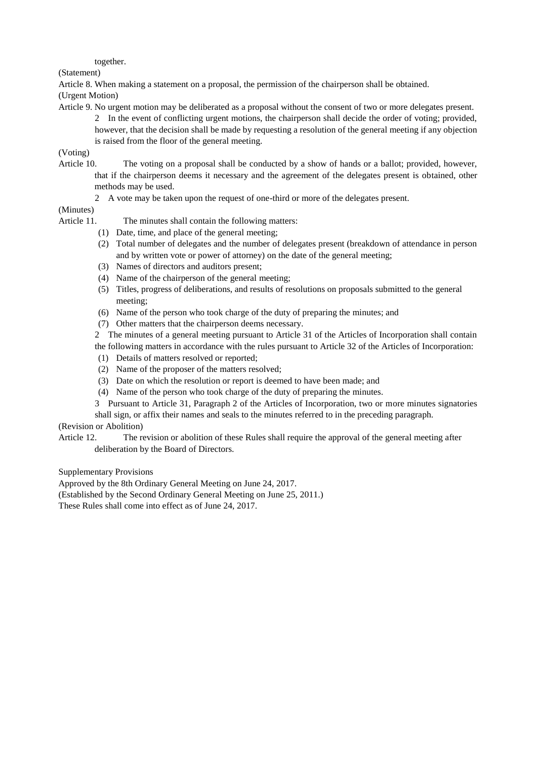together.

(Statement)

Article 8. When making a statement on a proposal, the permission of the chairperson shall be obtained.

(Urgent Motion)

Article 9. No urgent motion may be deliberated as a proposal without the consent of two or more delegates present.

2 In the event of conflicting urgent motions, the chairperson shall decide the order of voting; provided, however, that the decision shall be made by requesting a resolution of the general meeting if any objection is raised from the floor of the general meeting.

(Voting)

Article 10. The voting on a proposal shall be conducted by a show of hands or a ballot; provided, however, that if the chairperson deems it necessary and the agreement of the delegates present is obtained, other methods may be used.

2 A vote may be taken upon the request of one-third or more of the delegates present.

(Minutes)

Article 11. The minutes shall contain the following matters:

(1) Date, time, and place of the general meeting;
(2) Total number of delegates and the number of delegates present (breakdown of attendance in person and by written vote or power of attorney) on the date of the general meeting;
(3) Names of directors and auditors present;
(4) Name of the chairperson of the general meeting;
(5) Titles, progress of deliberations, and results of resolutions on proposals submitted to the general meeting;
(6) Name of the person who took charge of the duty of preparing the minutes; and
(7) Other matters that the chairperson deems necessary.

2 The minutes of a general meeting pursuant to Article 31 of the Articles of Incorporation shall contain the following matters in accordance with the rules pursuant to Article 32 of the Articles of Incorporation:

(1) Details of matters resolved or reported;
(2) Name of the proposer of the matters resolved;
(3) Date on which the resolution or report is deemed to have been made; and
(4) Name of the person who took charge of the duty of preparing the minutes.

3 Pursuant to Article 31, Paragraph 2 of the Articles of Incorporation, two or more minutes signatories shall sign, or affix their names and seals to the minutes referred to in the preceding paragraph.

(Revision or Abolition)

Article 12. The revision or abolition of these Rules shall require the approval of the general meeting after deliberation by the Board of Directors.

Supplementary Provisions

Approved by the 8th Ordinary General Meeting on June 24, 2017.

(Established by the Second Ordinary General Meeting on June 25, 2011.)

These Rules shall come into effect as of June 24, 2017.